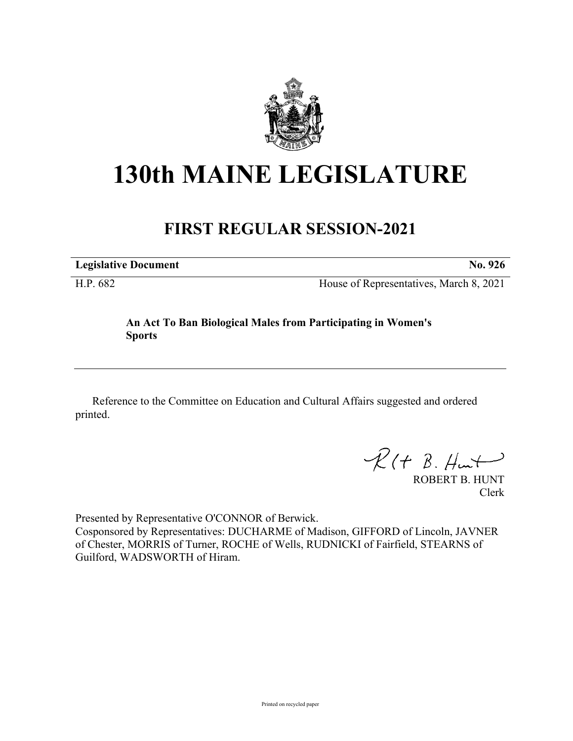# 130th MAINE LEGISLATURE

## FIRST REGULAR SESSION-2021

| **Legislative Document** | **No. 926** |
|---|---|
| H.P. 682 | House of Representatives, March 8, 2021 |

**An Act To Ban Biological Males from Participating in Women's Sports**

Reference to the Committee on Education and Cultural Affairs suggested and ordered printed.

ROBERT B. HUNT
Clerk

Presented by Representative O'CONNOR of Berwick.
Cosponsored by Representatives: DUCHARME of Madison, GIFFORD of Lincoln, JAVNER of Chester, MORRIS of Turner, ROCHE of Wells, RUDNICKI of Fairfield, STEARNS of Guilford, WADSWORTH of Hiram.

Printed on recycled paper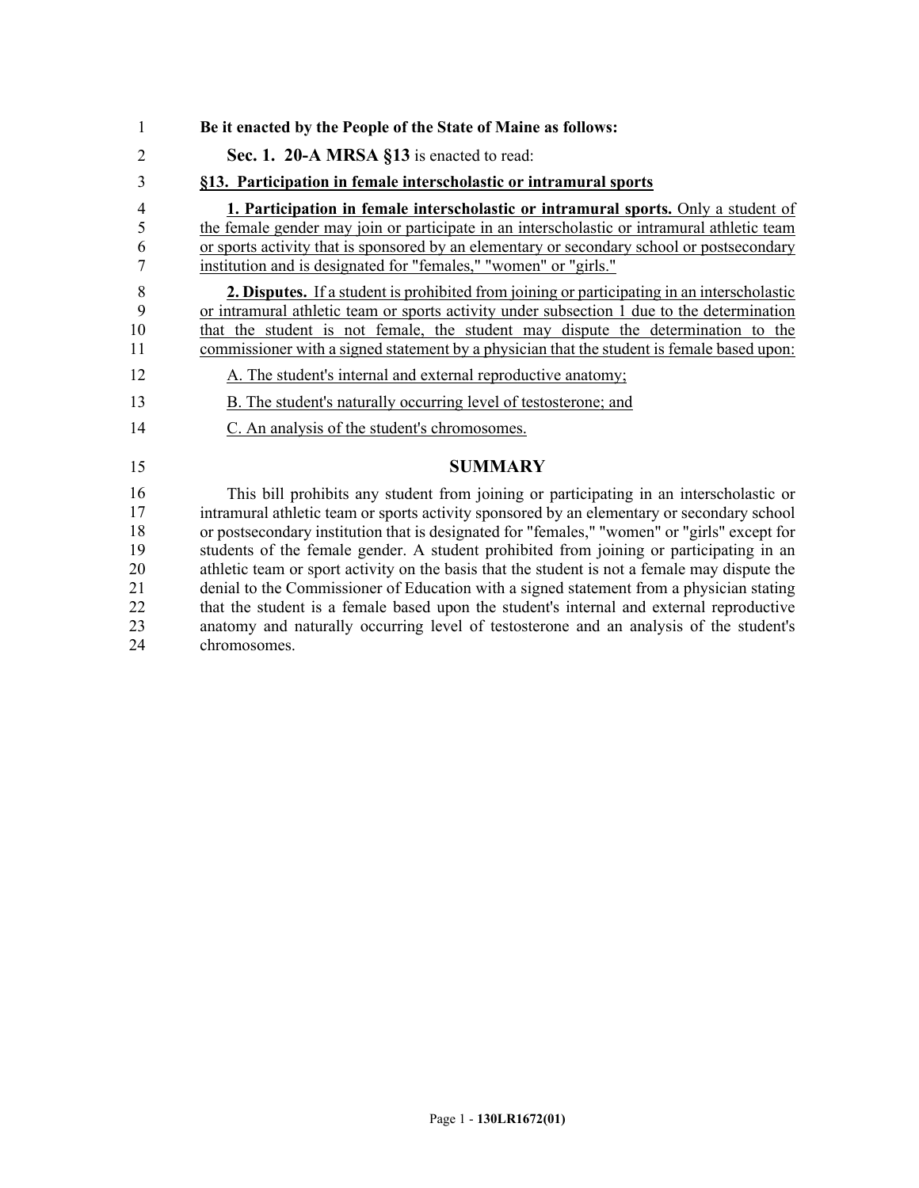**Be it enacted by the People of the State of Maine as follows:**

**Sec. 1. 20-A MRSA §13** is enacted to read:

**§13. Participation in female interscholastic or intramural sports**

**1. Participation in female interscholastic or intramural sports.** Only a student of the female gender may join or participate in an interscholastic or intramural athletic team or sports activity that is sponsored by an elementary or secondary school or postsecondary institution and is designated for "females," "women" or "girls."

**2. Disputes.** If a student is prohibited from joining or participating in an interscholastic or intramural athletic team or sports activity under subsection 1 due to the determination that the student is not female, the student may dispute the determination to the commissioner with a signed statement by a physician that the student is female based upon:

A. The student's internal and external reproductive anatomy;

B. The student's naturally occurring level of testosterone; and

C. An analysis of the student's chromosomes.

## SUMMARY

This bill prohibits any student from joining or participating in an interscholastic or intramural athletic team or sports activity sponsored by an elementary or secondary school or postsecondary institution that is designated for "females," "women" or "girls" except for students of the female gender. A student prohibited from joining or participating in an athletic team or sport activity on the basis that the student is not a female may dispute the denial to the Commissioner of Education with a signed statement from a physician stating that the student is a female based upon the student's internal and external reproductive anatomy and naturally occurring level of testosterone and an analysis of the student's chromosomes.